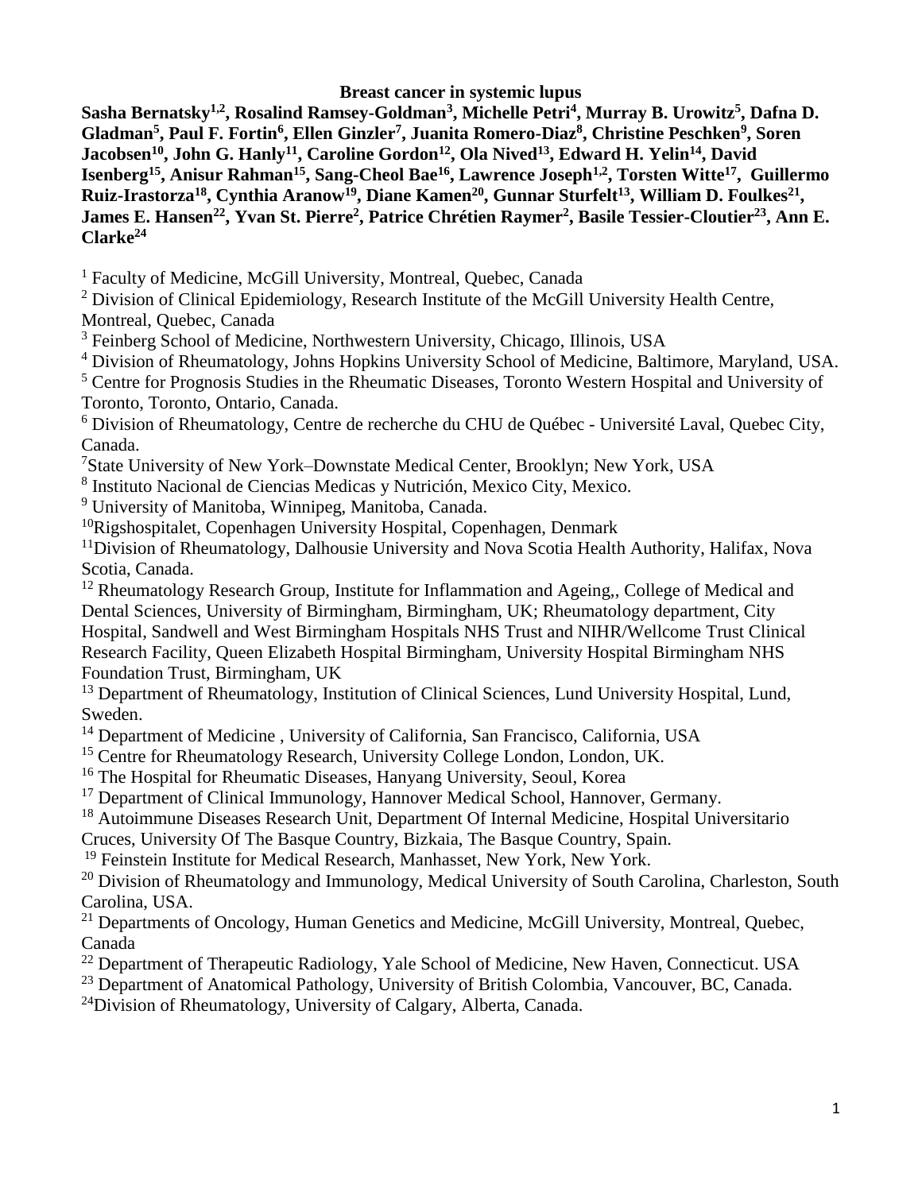# Breast cancer in systemic lupus

**Sasha Bernatsky[1,2], Rosalind Ramsey-Goldman[3], Michelle Petri[4], Murray B. Urowitz[5], Dafna D. Gladman[5], Paul F. Fortin[6], Ellen Ginzler[7], Juanita Romero-Diaz[8], Christine Peschken[9], Soren Jacobsen[10], John G. Hanly[11], Caroline Gordon[12], Ola Nived[13], Edward H. Yelin[14], David Isenberg[15], Anisur Rahman[15], Sang-Cheol Bae[16], Lawrence Joseph[1,2], Torsten Witte[17], Guillermo Ruiz-Irastorza[18], Cynthia Aranow[19], Diane Kamen[20], Gunnar Sturfelt[13], William D. Foulkes[21], James E. Hansen[22], Yvan St. Pierre[2], Patrice Chrétien Raymer[2], Basile Tessier-Cloutier[23], Ann E. Clarke[24]**

[1] Faculty of Medicine, McGill University, Montreal, Quebec, Canada

[2] Division of Clinical Epidemiology, Research Institute of the McGill University Health Centre, Montreal, Quebec, Canada

[3] Feinberg School of Medicine, Northwestern University, Chicago, Illinois, USA

[4] Division of Rheumatology, Johns Hopkins University School of Medicine, Baltimore, Maryland, USA.

[5] Centre for Prognosis Studies in the Rheumatic Diseases, Toronto Western Hospital and University of Toronto, Toronto, Ontario, Canada.

[6] Division of Rheumatology, Centre de recherche du CHU de Québec - Université Laval, Quebec City, Canada.

[7] State University of New York–Downstate Medical Center, Brooklyn; New York, USA

[8] Instituto Nacional de Ciencias Medicas y Nutrición, Mexico City, Mexico.

[9] University of Manitoba, Winnipeg, Manitoba, Canada.

[10] Rigshospitalet, Copenhagen University Hospital, Copenhagen, Denmark

[11] Division of Rheumatology, Dalhousie University and Nova Scotia Health Authority, Halifax, Nova Scotia, Canada.

[12] Rheumatology Research Group, Institute for Inflammation and Ageing,, College of Medical and Dental Sciences, University of Birmingham, Birmingham, UK; Rheumatology department, City Hospital, Sandwell and West Birmingham Hospitals NHS Trust and NIHR/Wellcome Trust Clinical Research Facility, Queen Elizabeth Hospital Birmingham, University Hospital Birmingham NHS Foundation Trust, Birmingham, UK

[13] Department of Rheumatology, Institution of Clinical Sciences, Lund University Hospital, Lund, Sweden.

[14] Department of Medicine , University of California, San Francisco, California, USA

[15] Centre for Rheumatology Research, University College London, London, UK.

[16] The Hospital for Rheumatic Diseases, Hanyang University, Seoul, Korea

[17] Department of Clinical Immunology, Hannover Medical School, Hannover, Germany.

[18] Autoimmune Diseases Research Unit, Department Of Internal Medicine, Hospital Universitario Cruces, University Of The Basque Country, Bizkaia, The Basque Country, Spain.

[19] Feinstein Institute for Medical Research, Manhasset, New York, New York.

[20] Division of Rheumatology and Immunology, Medical University of South Carolina, Charleston, South Carolina, USA.

[21] Departments of Oncology, Human Genetics and Medicine, McGill University, Montreal, Quebec, Canada

[22] Department of Therapeutic Radiology, Yale School of Medicine, New Haven, Connecticut. USA

[23] Department of Anatomical Pathology, University of British Colombia, Vancouver, BC, Canada.

[24] Division of Rheumatology, University of Calgary, Alberta, Canada.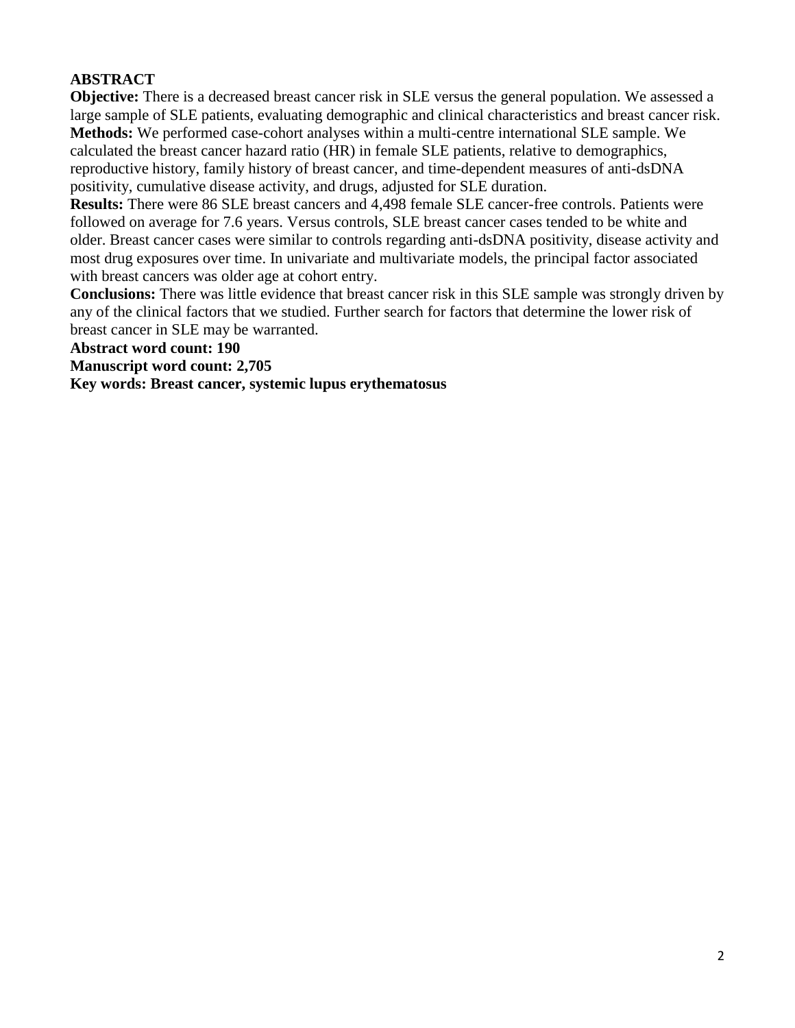## ABSTRACT

**Objective:** There is a decreased breast cancer risk in SLE versus the general population. We assessed a large sample of SLE patients, evaluating demographic and clinical characteristics and breast cancer risk.

**Methods:** We performed case-cohort analyses within a multi-centre international SLE sample. We calculated the breast cancer hazard ratio (HR) in female SLE patients, relative to demographics, reproductive history, family history of breast cancer, and time-dependent measures of anti-dsDNA positivity, cumulative disease activity, and drugs, adjusted for SLE duration.

**Results:** There were 86 SLE breast cancers and 4,498 female SLE cancer-free controls. Patients were followed on average for 7.6 years. Versus controls, SLE breast cancer cases tended to be white and older. Breast cancer cases were similar to controls regarding anti-dsDNA positivity, disease activity and most drug exposures over time. In univariate and multivariate models, the principal factor associated with breast cancers was older age at cohort entry.

**Conclusions:** There was little evidence that breast cancer risk in this SLE sample was strongly driven by any of the clinical factors that we studied. Further search for factors that determine the lower risk of breast cancer in SLE may be warranted.

**Abstract word count: 190**

**Manuscript word count: 2,705**

**Key words: Breast cancer, systemic lupus erythematosus**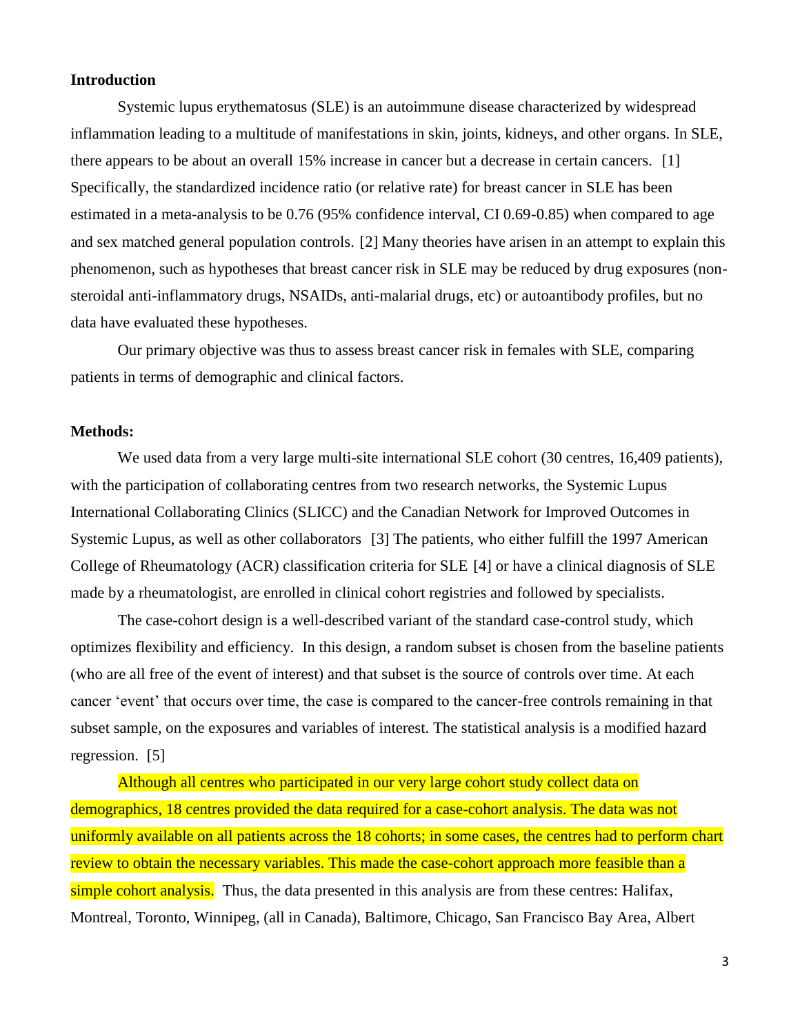## Introduction

Systemic lupus erythematosus (SLE) is an autoimmune disease characterized by widespread inflammation leading to a multitude of manifestations in skin, joints, kidneys, and other organs. In SLE, there appears to be about an overall 15% increase in cancer but a decrease in certain cancers. [1] Specifically, the standardized incidence ratio (or relative rate) for breast cancer in SLE has been estimated in a meta-analysis to be 0.76 (95% confidence interval, CI 0.69-0.85) when compared to age and sex matched general population controls. [2] Many theories have arisen in an attempt to explain this phenomenon, such as hypotheses that breast cancer risk in SLE may be reduced by drug exposures (non-steroidal anti-inflammatory drugs, NSAIDs, anti-malarial drugs, etc) or autoantibody profiles, but no data have evaluated these hypotheses.

Our primary objective was thus to assess breast cancer risk in females with SLE, comparing patients in terms of demographic and clinical factors.

## Methods:

We used data from a very large multi-site international SLE cohort (30 centres, 16,409 patients), with the participation of collaborating centres from two research networks, the Systemic Lupus International Collaborating Clinics (SLICC) and the Canadian Network for Improved Outcomes in Systemic Lupus, as well as other collaborators [3] The patients, who either fulfill the 1997 American College of Rheumatology (ACR) classification criteria for SLE [4] or have a clinical diagnosis of SLE made by a rheumatologist, are enrolled in clinical cohort registries and followed by specialists.

The case-cohort design is a well-described variant of the standard case-control study, which optimizes flexibility and efficiency. In this design, a random subset is chosen from the baseline patients (who are all free of the event of interest) and that subset is the source of controls over time. At each cancer 'event' that occurs over time, the case is compared to the cancer-free controls remaining in that subset sample, on the exposures and variables of interest. The statistical analysis is a modified hazard regression. [5]

Although all centres who participated in our very large cohort study collect data on demographics, 18 centres provided the data required for a case-cohort analysis. The data was not uniformly available on all patients across the 18 cohorts; in some cases, the centres had to perform chart review to obtain the necessary variables. This made the case-cohort approach more feasible than a simple cohort analysis. Thus, the data presented in this analysis are from these centres: Halifax, Montreal, Toronto, Winnipeg, (all in Canada), Baltimore, Chicago, San Francisco Bay Area, Albert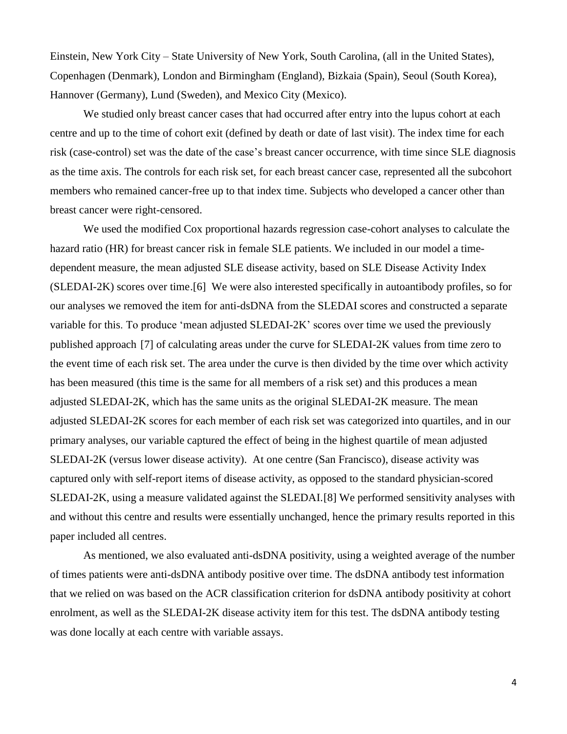Einstein, New York City – State University of New York, South Carolina, (all in the United States), Copenhagen (Denmark), London and Birmingham (England), Bizkaia (Spain), Seoul (South Korea), Hannover (Germany), Lund (Sweden), and Mexico City (Mexico).

We studied only breast cancer cases that had occurred after entry into the lupus cohort at each centre and up to the time of cohort exit (defined by death or date of last visit). The index time for each risk (case-control) set was the date of the case's breast cancer occurrence, with time since SLE diagnosis as the time axis. The controls for each risk set, for each breast cancer case, represented all the subcohort members who remained cancer-free up to that index time. Subjects who developed a cancer other than breast cancer were right-censored.

We used the modified Cox proportional hazards regression case-cohort analyses to calculate the hazard ratio (HR) for breast cancer risk in female SLE patients. We included in our model a time-dependent measure, the mean adjusted SLE disease activity, based on SLE Disease Activity Index (SLEDAI-2K) scores over time.[6] We were also interested specifically in autoantibody profiles, so for our analyses we removed the item for anti-dsDNA from the SLEDAI scores and constructed a separate variable for this. To produce 'mean adjusted SLEDAI-2K' scores over time we used the previously published approach [7] of calculating areas under the curve for SLEDAI-2K values from time zero to the event time of each risk set. The area under the curve is then divided by the time over which activity has been measured (this time is the same for all members of a risk set) and this produces a mean adjusted SLEDAI-2K, which has the same units as the original SLEDAI-2K measure. The mean adjusted SLEDAI-2K scores for each member of each risk set was categorized into quartiles, and in our primary analyses, our variable captured the effect of being in the highest quartile of mean adjusted SLEDAI-2K (versus lower disease activity). At one centre (San Francisco), disease activity was captured only with self-report items of disease activity, as opposed to the standard physician-scored SLEDAI-2K, using a measure validated against the SLEDAI.[8] We performed sensitivity analyses with and without this centre and results were essentially unchanged, hence the primary results reported in this paper included all centres.

As mentioned, we also evaluated anti-dsDNA positivity, using a weighted average of the number of times patients were anti-dsDNA antibody positive over time. The dsDNA antibody test information that we relied on was based on the ACR classification criterion for dsDNA antibody positivity at cohort enrolment, as well as the SLEDAI-2K disease activity item for this test. The dsDNA antibody testing was done locally at each centre with variable assays.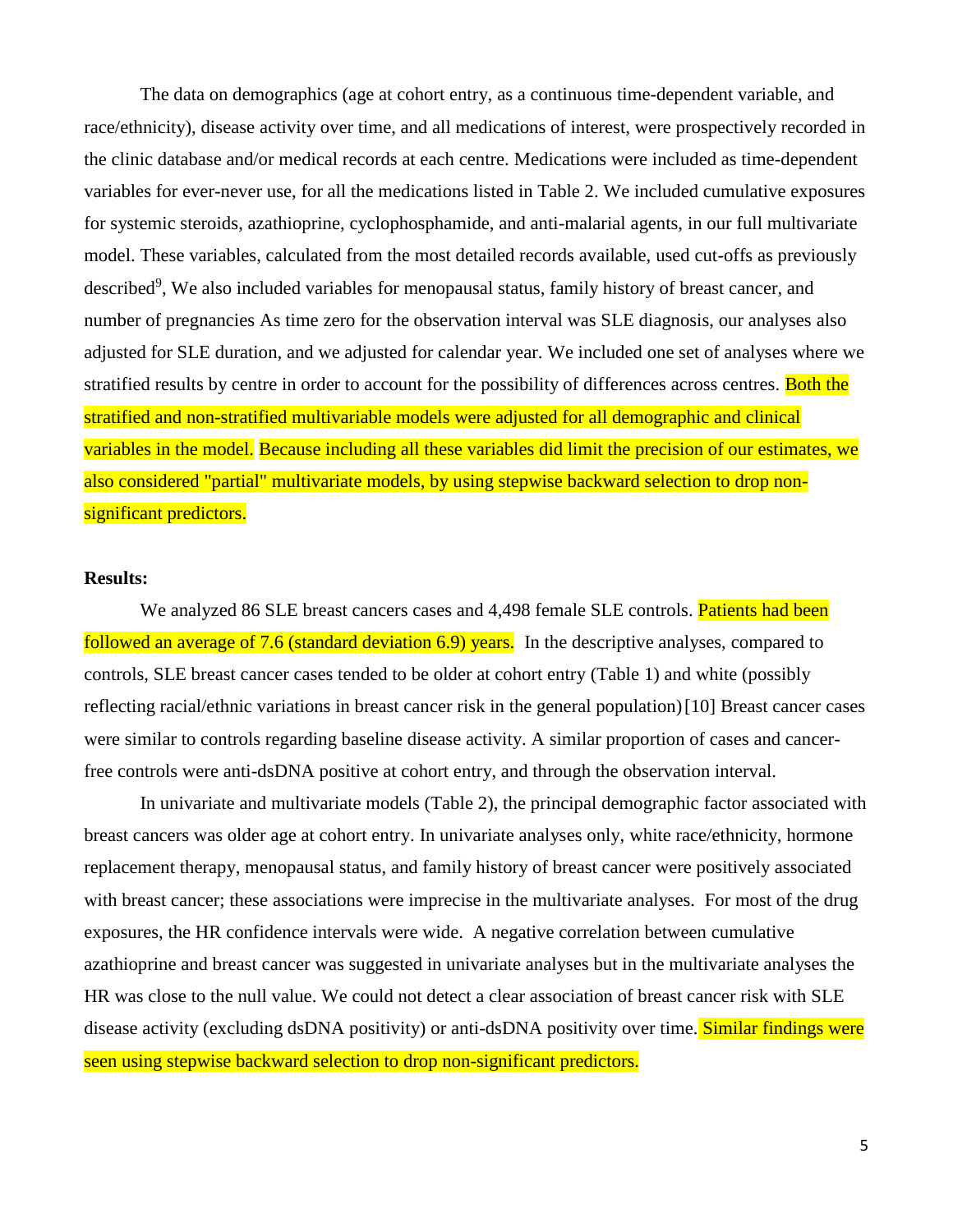The data on demographics (age at cohort entry, as a continuous time-dependent variable, and race/ethnicity), disease activity over time, and all medications of interest, were prospectively recorded in the clinic database and/or medical records at each centre. Medications were included as time-dependent variables for ever-never use, for all the medications listed in Table 2. We included cumulative exposures for systemic steroids, azathioprine, cyclophosphamide, and anti-malarial agents, in our full multivariate model. These variables, calculated from the most detailed records available, used cut-offs as previously described[9], We also included variables for menopausal status, family history of breast cancer, and number of pregnancies As time zero for the observation interval was SLE diagnosis, our analyses also adjusted for SLE duration, and we adjusted for calendar year. We included one set of analyses where we stratified results by centre in order to account for the possibility of differences across centres. Both the stratified and non-stratified multivariable models were adjusted for all demographic and clinical variables in the model. Because including all these variables did limit the precision of our estimates, we also considered "partial" multivariate models, by using stepwise backward selection to drop non-significant predictors.

**Results:**

We analyzed 86 SLE breast cancers cases and 4,498 female SLE controls. Patients had been followed an average of 7.6 (standard deviation 6.9) years. In the descriptive analyses, compared to controls, SLE breast cancer cases tended to be older at cohort entry (Table 1) and white (possibly reflecting racial/ethnic variations in breast cancer risk in the general population)[10] Breast cancer cases were similar to controls regarding baseline disease activity. A similar proportion of cases and cancer-free controls were anti-dsDNA positive at cohort entry, and through the observation interval.

In univariate and multivariate models (Table 2), the principal demographic factor associated with breast cancers was older age at cohort entry. In univariate analyses only, white race/ethnicity, hormone replacement therapy, menopausal status, and family history of breast cancer were positively associated with breast cancer; these associations were imprecise in the multivariate analyses. For most of the drug exposures, the HR confidence intervals were wide. A negative correlation between cumulative azathioprine and breast cancer was suggested in univariate analyses but in the multivariate analyses the HR was close to the null value. We could not detect a clear association of breast cancer risk with SLE disease activity (excluding dsDNA positivity) or anti-dsDNA positivity over time. Similar findings were seen using stepwise backward selection to drop non-significant predictors.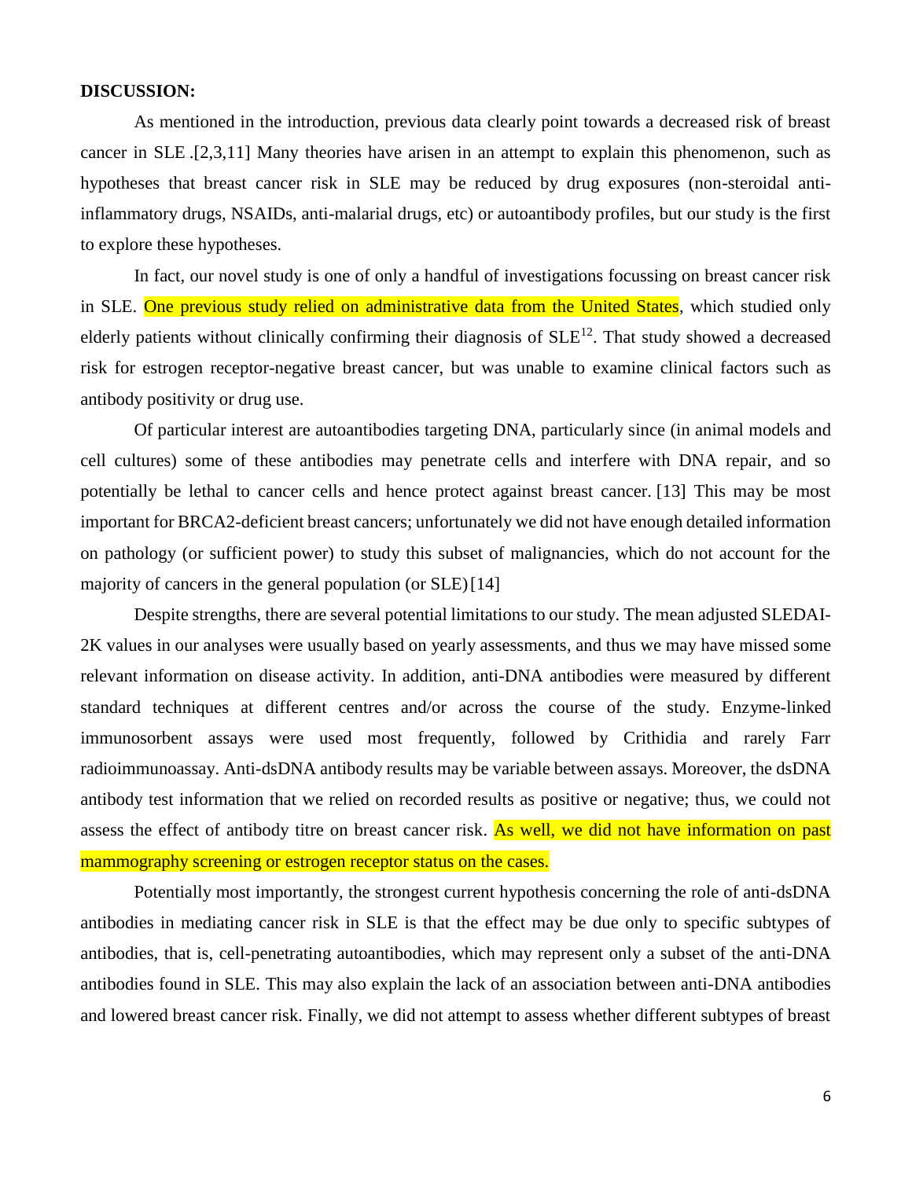**DISCUSSION:**

As mentioned in the introduction, previous data clearly point towards a decreased risk of breast cancer in SLE .[2,3,11] Many theories have arisen in an attempt to explain this phenomenon, such as hypotheses that breast cancer risk in SLE may be reduced by drug exposures (non-steroidal anti-inflammatory drugs, NSAIDs, anti-malarial drugs, etc) or autoantibody profiles, but our study is the first to explore these hypotheses.

In fact, our novel study is one of only a handful of investigations focussing on breast cancer risk in SLE. One previous study relied on administrative data from the United States, which studied only elderly patients without clinically confirming their diagnosis of SLE[12]. That study showed a decreased risk for estrogen receptor-negative breast cancer, but was unable to examine clinical factors such as antibody positivity or drug use.

Of particular interest are autoantibodies targeting DNA, particularly since (in animal models and cell cultures) some of these antibodies may penetrate cells and interfere with DNA repair, and so potentially be lethal to cancer cells and hence protect against breast cancer. [13] This may be most important for BRCA2-deficient breast cancers; unfortunately we did not have enough detailed information on pathology (or sufficient power) to study this subset of malignancies, which do not account for the majority of cancers in the general population (or SLE) [14]

Despite strengths, there are several potential limitations to our study. The mean adjusted SLEDAI-2K values in our analyses were usually based on yearly assessments, and thus we may have missed some relevant information on disease activity. In addition, anti-DNA antibodies were measured by different standard techniques at different centres and/or across the course of the study. Enzyme-linked immunosorbent assays were used most frequently, followed by Crithidia and rarely Farr radioimmunoassay. Anti-dsDNA antibody results may be variable between assays. Moreover, the dsDNA antibody test information that we relied on recorded results as positive or negative; thus, we could not assess the effect of antibody titre on breast cancer risk. As well, we did not have information on past mammography screening or estrogen receptor status on the cases.

Potentially most importantly, the strongest current hypothesis concerning the role of anti-dsDNA antibodies in mediating cancer risk in SLE is that the effect may be due only to specific subtypes of antibodies, that is, cell-penetrating autoantibodies, which may represent only a subset of the anti-DNA antibodies found in SLE. This may also explain the lack of an association between anti-DNA antibodies and lowered breast cancer risk. Finally, we did not attempt to assess whether different subtypes of breast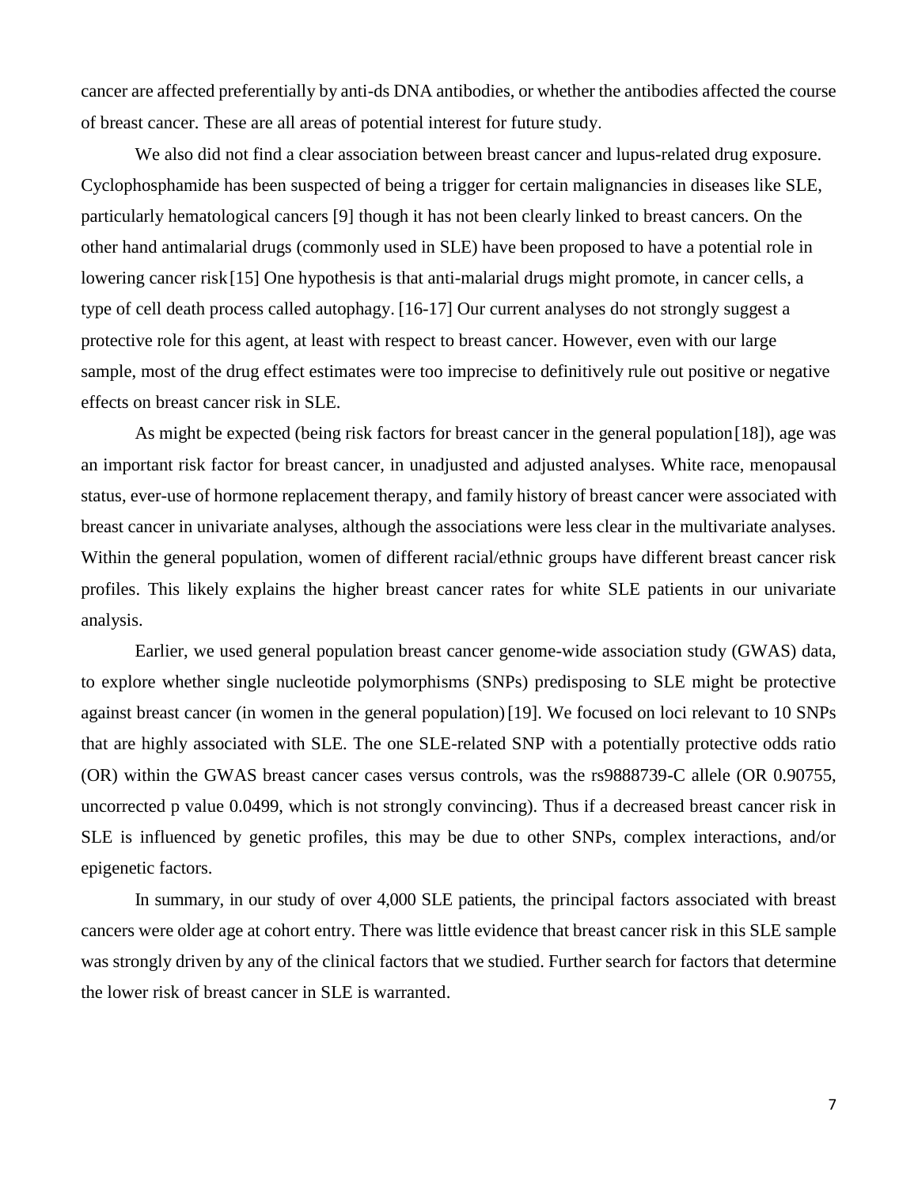cancer are affected preferentially by anti-ds DNA antibodies, or whether the antibodies affected the course of breast cancer. These are all areas of potential interest for future study.

We also did not find a clear association between breast cancer and lupus-related drug exposure. Cyclophosphamide has been suspected of being a trigger for certain malignancies in diseases like SLE, particularly hematological cancers [9] though it has not been clearly linked to breast cancers. On the other hand antimalarial drugs (commonly used in SLE) have been proposed to have a potential role in lowering cancer risk[15] One hypothesis is that anti-malarial drugs might promote, in cancer cells, a type of cell death process called autophagy. [16-17] Our current analyses do not strongly suggest a protective role for this agent, at least with respect to breast cancer. However, even with our large sample, most of the drug effect estimates were too imprecise to definitively rule out positive or negative effects on breast cancer risk in SLE.

As might be expected (being risk factors for breast cancer in the general population[18]), age was an important risk factor for breast cancer, in unadjusted and adjusted analyses. White race, menopausal status, ever-use of hormone replacement therapy, and family history of breast cancer were associated with breast cancer in univariate analyses, although the associations were less clear in the multivariate analyses. Within the general population, women of different racial/ethnic groups have different breast cancer risk profiles. This likely explains the higher breast cancer rates for white SLE patients in our univariate analysis.

Earlier, we used general population breast cancer genome-wide association study (GWAS) data, to explore whether single nucleotide polymorphisms (SNPs) predisposing to SLE might be protective against breast cancer (in women in the general population)[19]. We focused on loci relevant to 10 SNPs that are highly associated with SLE. The one SLE-related SNP with a potentially protective odds ratio (OR) within the GWAS breast cancer cases versus controls, was the rs9888739-C allele (OR 0.90755, uncorrected p value 0.0499, which is not strongly convincing). Thus if a decreased breast cancer risk in SLE is influenced by genetic profiles, this may be due to other SNPs, complex interactions, and/or epigenetic factors.

In summary, in our study of over 4,000 SLE patients, the principal factors associated with breast cancers were older age at cohort entry. There was little evidence that breast cancer risk in this SLE sample was strongly driven by any of the clinical factors that we studied. Further search for factors that determine the lower risk of breast cancer in SLE is warranted.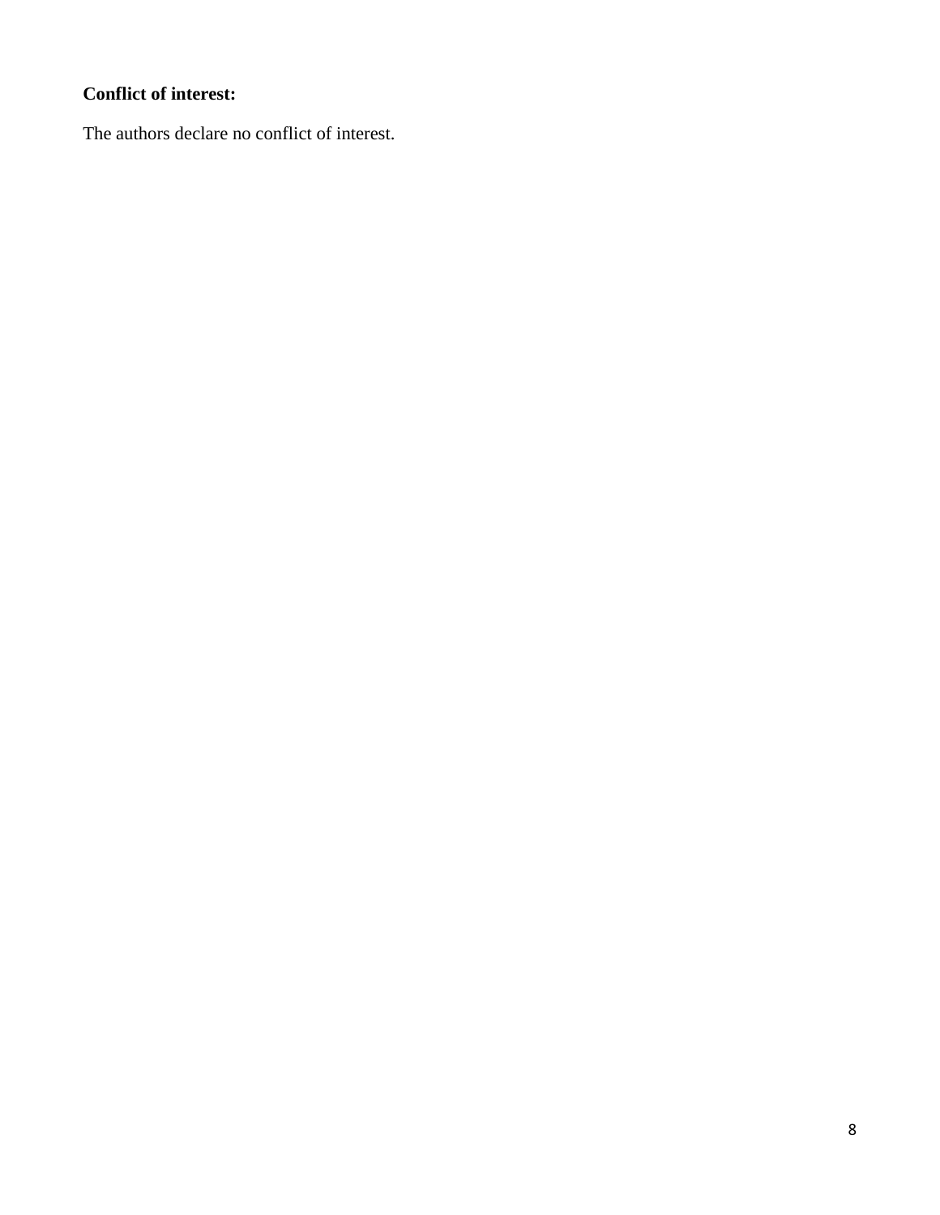**Conflict of interest:**

The authors declare no conflict of interest.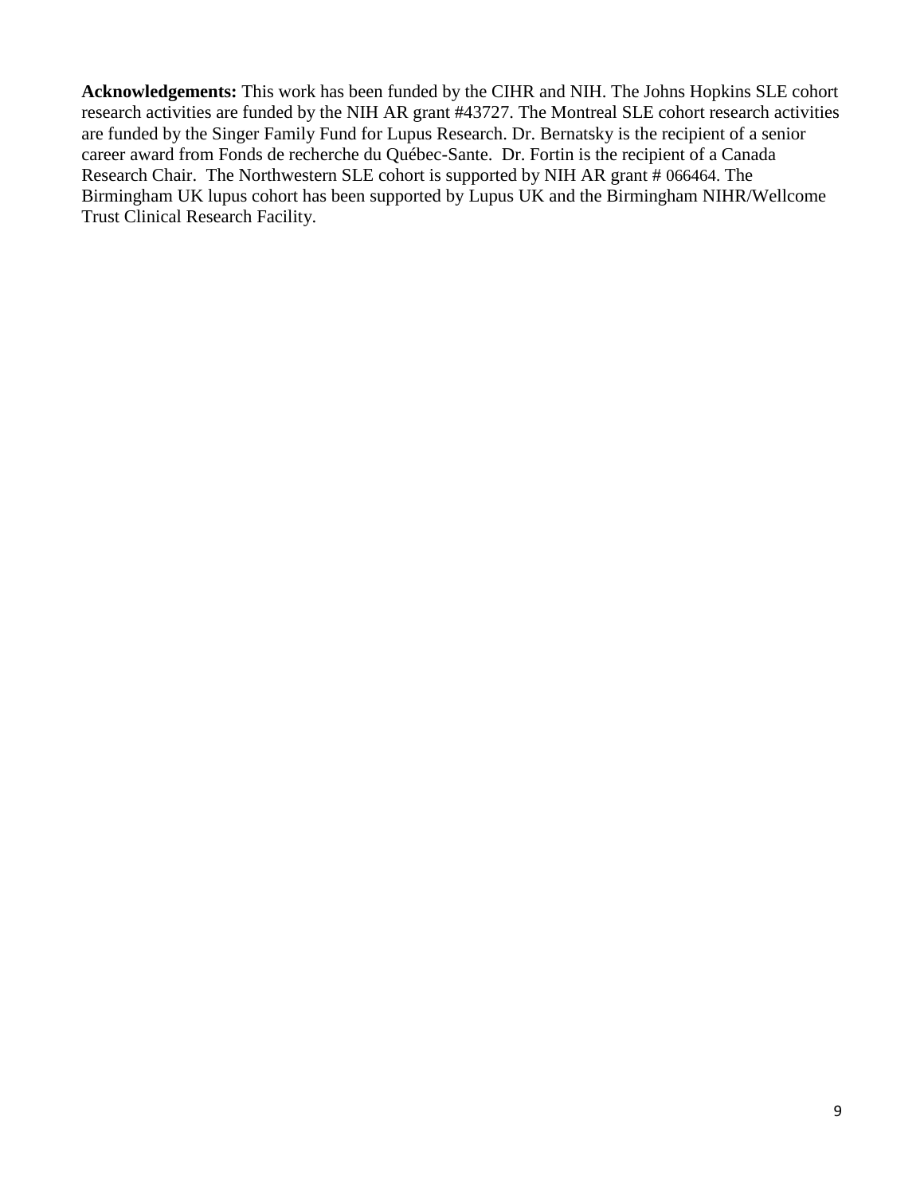**Acknowledgements:** This work has been funded by the CIHR and NIH. The Johns Hopkins SLE cohort research activities are funded by the NIH AR grant #43727. The Montreal SLE cohort research activities are funded by the Singer Family Fund for Lupus Research. Dr. Bernatsky is the recipient of a senior career award from Fonds de recherche du Québec-Sante. Dr. Fortin is the recipient of a Canada Research Chair. The Northwestern SLE cohort is supported by NIH AR grant # 066464. The Birmingham UK lupus cohort has been supported by Lupus UK and the Birmingham NIHR/Wellcome Trust Clinical Research Facility.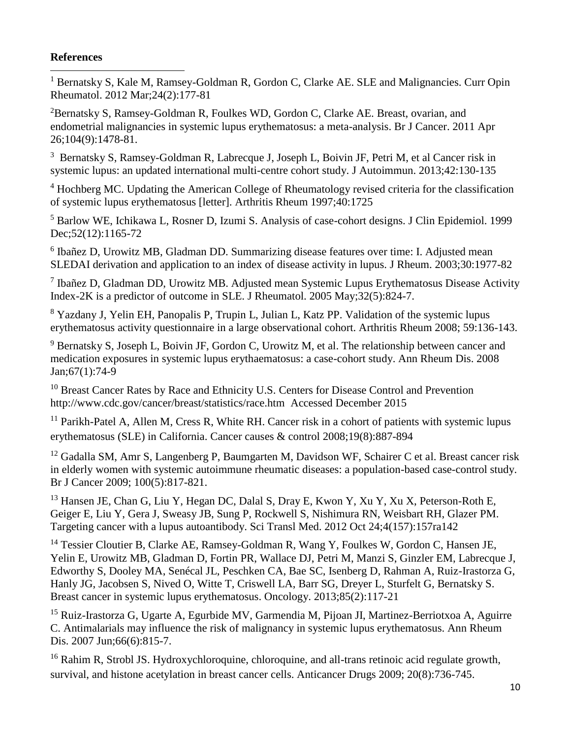**References**

[1] Bernatsky S, Kale M, Ramsey-Goldman R, Gordon C, Clarke AE. SLE and Malignancies. Curr Opin Rheumatol. 2012 Mar;24(2):177-81

[2] Bernatsky S, Ramsey-Goldman R, Foulkes WD, Gordon C, Clarke AE. Breast, ovarian, and endometrial malignancies in systemic lupus erythematosus: a meta-analysis. Br J Cancer. 2011 Apr 26;104(9):1478-81.

[3] Bernatsky S, Ramsey-Goldman R, Labrecque J, Joseph L, Boivin JF, Petri M, et al Cancer risk in systemic lupus: an updated international multi-centre cohort study. J Autoimmun. 2013;42:130-135

[4] Hochberg MC. Updating the American College of Rheumatology revised criteria for the classification of systemic lupus erythematosus [letter]. Arthritis Rheum 1997;40:1725

[5] Barlow WE, Ichikawa L, Rosner D, Izumi S. Analysis of case-cohort designs. J Clin Epidemiol. 1999 Dec;52(12):1165-72

[6] Ibañez D, Urowitz MB, Gladman DD. Summarizing disease features over time: I. Adjusted mean SLEDAI derivation and application to an index of disease activity in lupus. J Rheum. 2003;30:1977-82

[7] Ibañez D, Gladman DD, Urowitz MB. Adjusted mean Systemic Lupus Erythematosus Disease Activity Index-2K is a predictor of outcome in SLE. J Rheumatol. 2005 May;32(5):824-7.

[8] Yazdany J, Yelin EH, Panopalis P, Trupin L, Julian L, Katz PP. Validation of the systemic lupus erythematosus activity questionnaire in a large observational cohort. Arthritis Rheum 2008; 59:136-143.

[9] Bernatsky S, Joseph L, Boivin JF, Gordon C, Urowitz M, et al. The relationship between cancer and medication exposures in systemic lupus erythaematosus: a case-cohort study. Ann Rheum Dis. 2008 Jan;67(1):74-9

[10] Breast Cancer Rates by Race and Ethnicity U.S. Centers for Disease Control and Prevention http://www.cdc.gov/cancer/breast/statistics/race.htm Accessed December 2015

[11] Parikh-Patel A, Allen M, Cress R, White RH. Cancer risk in a cohort of patients with systemic lupus erythematosus (SLE) in California. Cancer causes & control 2008;19(8):887-894

[12] Gadalla SM, Amr S, Langenberg P, Baumgarten M, Davidson WF, Schairer C et al. Breast cancer risk in elderly women with systemic autoimmune rheumatic diseases: a population-based case-control study. Br J Cancer 2009; 100(5):817-821.

[13] Hansen JE, Chan G, Liu Y, Hegan DC, Dalal S, Dray E, Kwon Y, Xu Y, Xu X, Peterson-Roth E, Geiger E, Liu Y, Gera J, Sweasy JB, Sung P, Rockwell S, Nishimura RN, Weisbart RH, Glazer PM. Targeting cancer with a lupus autoantibody. Sci Transl Med. 2012 Oct 24;4(157):157ra142

[14] Tessier Cloutier B, Clarke AE, Ramsey-Goldman R, Wang Y, Foulkes W, Gordon C, Hansen JE, Yelin E, Urowitz MB, Gladman D, Fortin PR, Wallace DJ, Petri M, Manzi S, Ginzler EM, Labrecque J, Edworthy S, Dooley MA, Senécal JL, Peschken CA, Bae SC, Isenberg D, Rahman A, Ruiz-Irastorza G, Hanly JG, Jacobsen S, Nived O, Witte T, Criswell LA, Barr SG, Dreyer L, Sturfelt G, Bernatsky S. Breast cancer in systemic lupus erythematosus. Oncology. 2013;85(2):117-21

[15] Ruiz-Irastorza G, Ugarte A, Egurbide MV, Garmendia M, Pijoan JI, Martinez-Berriotxoa A, Aguirre C. Antimalarials may influence the risk of malignancy in systemic lupus erythematosus. Ann Rheum Dis. 2007 Jun;66(6):815-7.

[16] Rahim R, Strobl JS. Hydroxychloroquine, chloroquine, and all-trans retinoic acid regulate growth, survival, and histone acetylation in breast cancer cells. Anticancer Drugs 2009; 20(8):736-745.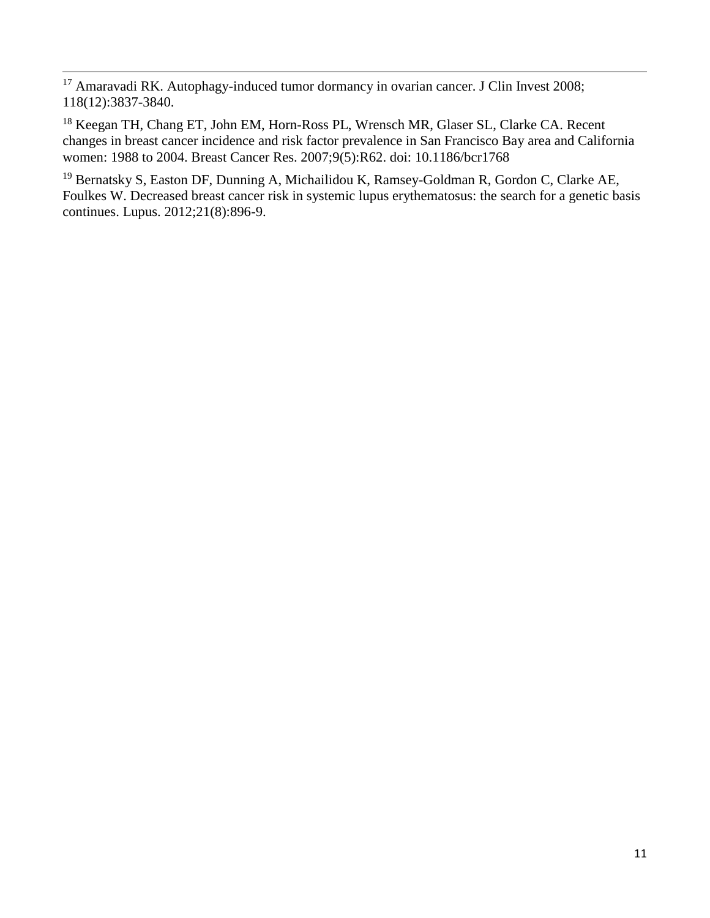[17] Amaravadi RK. Autophagy-induced tumor dormancy in ovarian cancer. J Clin Invest 2008; 118(12):3837-3840.

[18] Keegan TH, Chang ET, John EM, Horn-Ross PL, Wrensch MR, Glaser SL, Clarke CA. Recent changes in breast cancer incidence and risk factor prevalence in San Francisco Bay area and California women: 1988 to 2004. Breast Cancer Res. 2007;9(5):R62. doi: 10.1186/bcr1768

[19] Bernatsky S, Easton DF, Dunning A, Michailidou K, Ramsey-Goldman R, Gordon C, Clarke AE, Foulkes W. Decreased breast cancer risk in systemic lupus erythematosus: the search for a genetic basis continues. Lupus. 2012;21(8):896-9.